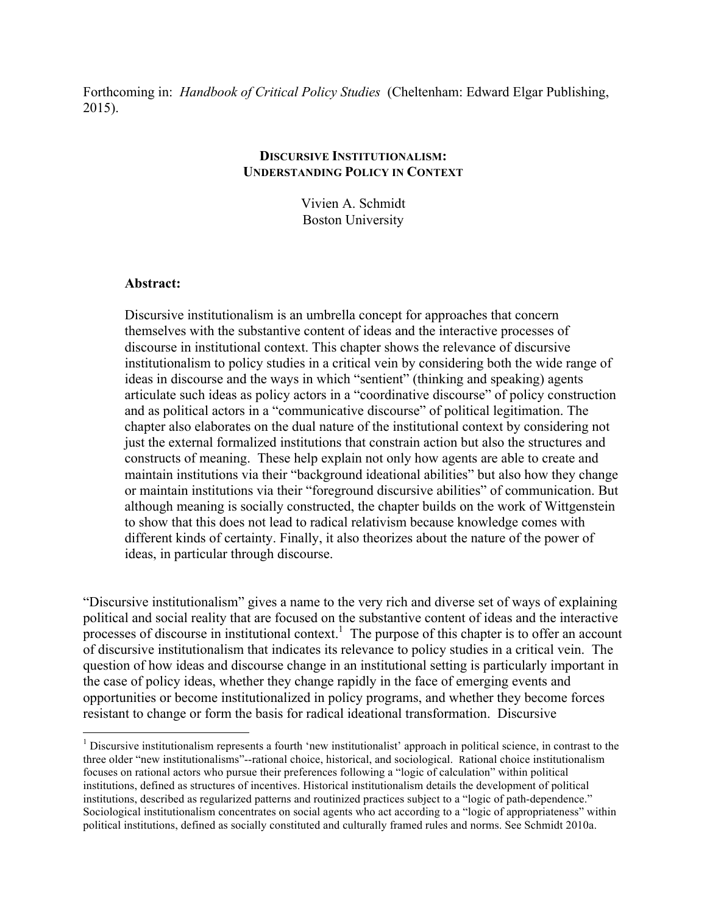Forthcoming in: *Handbook of Critical Policy Studies* (Cheltenham: Edward Elgar Publishing, 2015).

# DISCURSIVE INSTITUTIONALISM: UNDERSTANDING POLICY IN CONTEXT

Vivien A. Schmidt
Boston University

**Abstract:**

Discursive institutionalism is an umbrella concept for approaches that concern themselves with the substantive content of ideas and the interactive processes of discourse in institutional context. This chapter shows the relevance of discursive institutionalism to policy studies in a critical vein by considering both the wide range of ideas in discourse and the ways in which "sentient" (thinking and speaking) agents articulate such ideas as policy actors in a "coordinative discourse" of policy construction and as political actors in a "communicative discourse" of political legitimation. The chapter also elaborates on the dual nature of the institutional context by considering not just the external formalized institutions that constrain action but also the structures and constructs of meaning. These help explain not only how agents are able to create and maintain institutions via their "background ideational abilities" but also how they change or maintain institutions via their "foreground discursive abilities" of communication. But although meaning is socially constructed, the chapter builds on the work of Wittgenstein to show that this does not lead to radical relativism because knowledge comes with different kinds of certainty. Finally, it also theorizes about the nature of the power of ideas, in particular through discourse.

"Discursive institutionalism" gives a name to the very rich and diverse set of ways of explaining political and social reality that are focused on the substantive content of ideas and the interactive processes of discourse in institutional context.[1] The purpose of this chapter is to offer an account of discursive institutionalism that indicates its relevance to policy studies in a critical vein. The question of how ideas and discourse change in an institutional setting is particularly important in the case of policy ideas, whether they change rapidly in the face of emerging events and opportunities or become institutionalized in policy programs, and whether they become forces resistant to change or form the basis for radical ideational transformation. Discursive

[1] Discursive institutionalism represents a fourth 'new institutionalist' approach in political science, in contrast to the three older "new institutionalisms"--rational choice, historical, and sociological. Rational choice institutionalism focuses on rational actors who pursue their preferences following a "logic of calculation" within political institutions, defined as structures of incentives. Historical institutionalism details the development of political institutions, described as regularized patterns and routinized practices subject to a "logic of path-dependence." Sociological institutionalism concentrates on social agents who act according to a "logic of appropriateness" within political institutions, defined as socially constituted and culturally framed rules and norms. See Schmidt 2010a.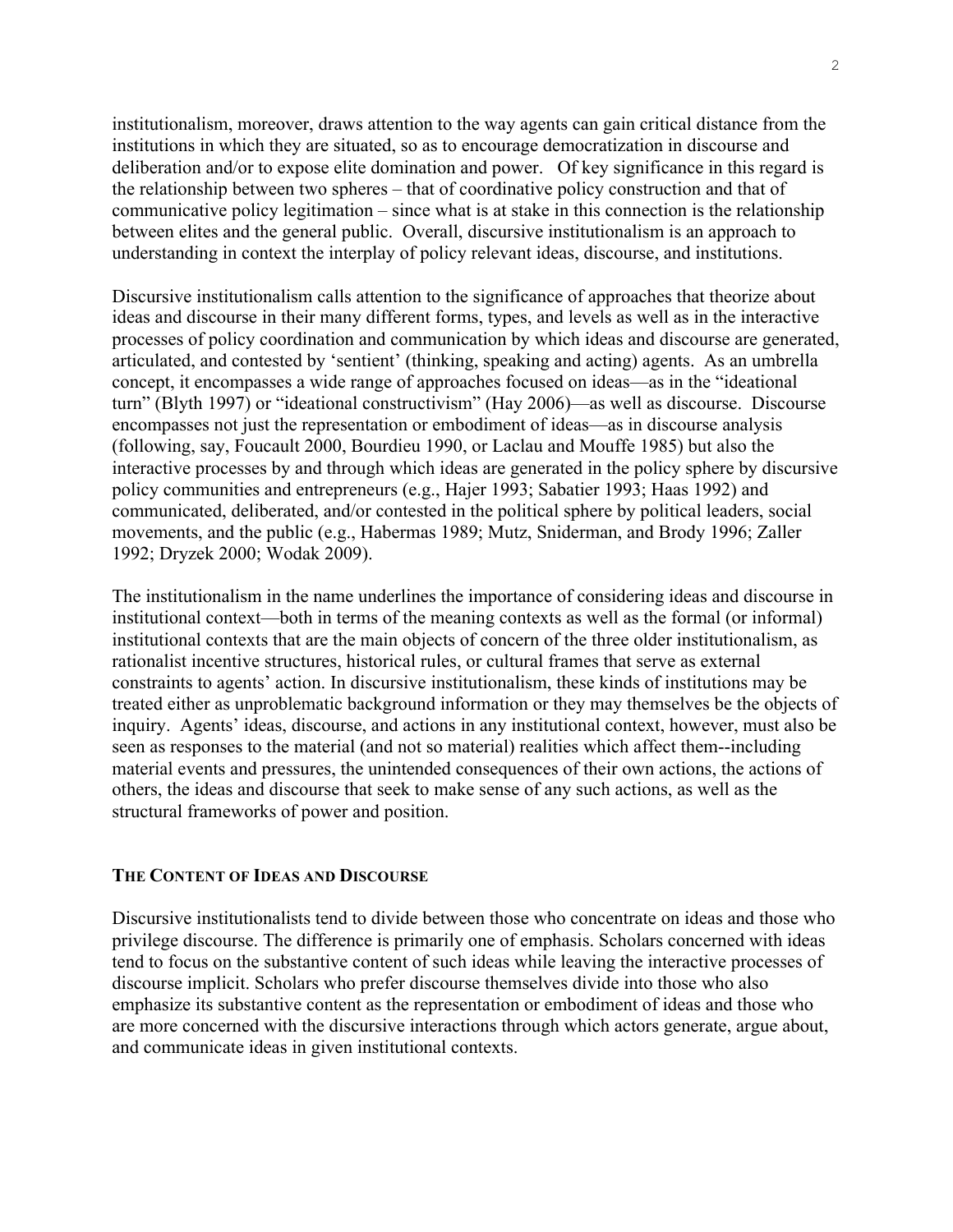institutionalism, moreover, draws attention to the way agents can gain critical distance from the institutions in which they are situated, so as to encourage democratization in discourse and deliberation and/or to expose elite domination and power. Of key significance in this regard is the relationship between two spheres – that of coordinative policy construction and that of communicative policy legitimation – since what is at stake in this connection is the relationship between elites and the general public. Overall, discursive institutionalism is an approach to understanding in context the interplay of policy relevant ideas, discourse, and institutions.

Discursive institutionalism calls attention to the significance of approaches that theorize about ideas and discourse in their many different forms, types, and levels as well as in the interactive processes of policy coordination and communication by which ideas and discourse are generated, articulated, and contested by 'sentient' (thinking, speaking and acting) agents. As an umbrella concept, it encompasses a wide range of approaches focused on ideas—as in the "ideational turn" (Blyth 1997) or "ideational constructivism" (Hay 2006)—as well as discourse. Discourse encompasses not just the representation or embodiment of ideas—as in discourse analysis (following, say, Foucault 2000, Bourdieu 1990, or Laclau and Mouffe 1985) but also the interactive processes by and through which ideas are generated in the policy sphere by discursive policy communities and entrepreneurs (e.g., Hajer 1993; Sabatier 1993; Haas 1992) and communicated, deliberated, and/or contested in the political sphere by political leaders, social movements, and the public (e.g., Habermas 1989; Mutz, Sniderman, and Brody 1996; Zaller 1992; Dryzek 2000; Wodak 2009).

The institutionalism in the name underlines the importance of considering ideas and discourse in institutional context—both in terms of the meaning contexts as well as the formal (or informal) institutional contexts that are the main objects of concern of the three older institutionalism, as rationalist incentive structures, historical rules, or cultural frames that serve as external constraints to agents' action. In discursive institutionalism, these kinds of institutions may be treated either as unproblematic background information or they may themselves be the objects of inquiry. Agents' ideas, discourse, and actions in any institutional context, however, must also be seen as responses to the material (and not so material) realities which affect them--including material events and pressures, the unintended consequences of their own actions, the actions of others, the ideas and discourse that seek to make sense of any such actions, as well as the structural frameworks of power and position.

## The Content of Ideas and Discourse

Discursive institutionalists tend to divide between those who concentrate on ideas and those who privilege discourse. The difference is primarily one of emphasis. Scholars concerned with ideas tend to focus on the substantive content of such ideas while leaving the interactive processes of discourse implicit. Scholars who prefer discourse themselves divide into those who also emphasize its substantive content as the representation or embodiment of ideas and those who are more concerned with the discursive interactions through which actors generate, argue about, and communicate ideas in given institutional contexts.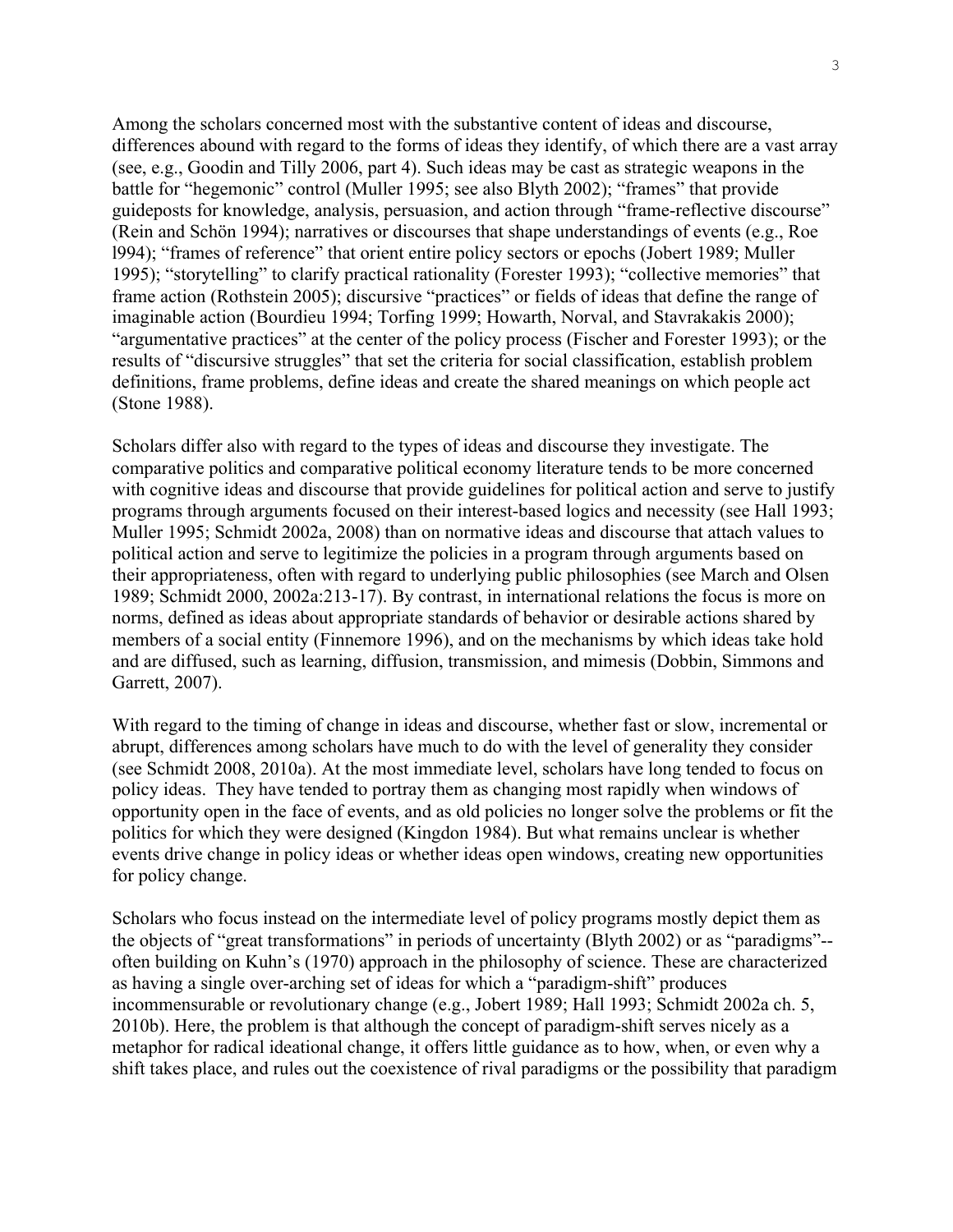Among the scholars concerned most with the substantive content of ideas and discourse, differences abound with regard to the forms of ideas they identify, of which there are a vast array (see, e.g., Goodin and Tilly 2006, part 4). Such ideas may be cast as strategic weapons in the battle for "hegemonic" control (Muller 1995; see also Blyth 2002); "frames" that provide guideposts for knowledge, analysis, persuasion, and action through "frame-reflective discourse" (Rein and Schön 1994); narratives or discourses that shape understandings of events (e.g., Roe l994); "frames of reference" that orient entire policy sectors or epochs (Jobert 1989; Muller 1995); "storytelling" to clarify practical rationality (Forester 1993); "collective memories" that frame action (Rothstein 2005); discursive "practices" or fields of ideas that define the range of imaginable action (Bourdieu 1994; Torfing 1999; Howarth, Norval, and Stavrakakis 2000); "argumentative practices" at the center of the policy process (Fischer and Forester 1993); or the results of "discursive struggles" that set the criteria for social classification, establish problem definitions, frame problems, define ideas and create the shared meanings on which people act (Stone 1988).

Scholars differ also with regard to the types of ideas and discourse they investigate. The comparative politics and comparative political economy literature tends to be more concerned with cognitive ideas and discourse that provide guidelines for political action and serve to justify programs through arguments focused on their interest-based logics and necessity (see Hall 1993; Muller 1995; Schmidt 2002a, 2008) than on normative ideas and discourse that attach values to political action and serve to legitimize the policies in a program through arguments based on their appropriateness, often with regard to underlying public philosophies (see March and Olsen 1989; Schmidt 2000, 2002a:213-17). By contrast, in international relations the focus is more on norms, defined as ideas about appropriate standards of behavior or desirable actions shared by members of a social entity (Finnemore 1996), and on the mechanisms by which ideas take hold and are diffused, such as learning, diffusion, transmission, and mimesis (Dobbin, Simmons and Garrett, 2007).

With regard to the timing of change in ideas and discourse, whether fast or slow, incremental or abrupt, differences among scholars have much to do with the level of generality they consider (see Schmidt 2008, 2010a). At the most immediate level, scholars have long tended to focus on policy ideas. They have tended to portray them as changing most rapidly when windows of opportunity open in the face of events, and as old policies no longer solve the problems or fit the politics for which they were designed (Kingdon 1984). But what remains unclear is whether events drive change in policy ideas or whether ideas open windows, creating new opportunities for policy change.

Scholars who focus instead on the intermediate level of policy programs mostly depict them as the objects of "great transformations" in periods of uncertainty (Blyth 2002) or as "paradigms"--often building on Kuhn's (1970) approach in the philosophy of science. These are characterized as having a single over-arching set of ideas for which a "paradigm-shift" produces incommensurable or revolutionary change (e.g., Jobert 1989; Hall 1993; Schmidt 2002a ch. 5, 2010b). Here, the problem is that although the concept of paradigm-shift serves nicely as a metaphor for radical ideational change, it offers little guidance as to how, when, or even why a shift takes place, and rules out the coexistence of rival paradigms or the possibility that paradigm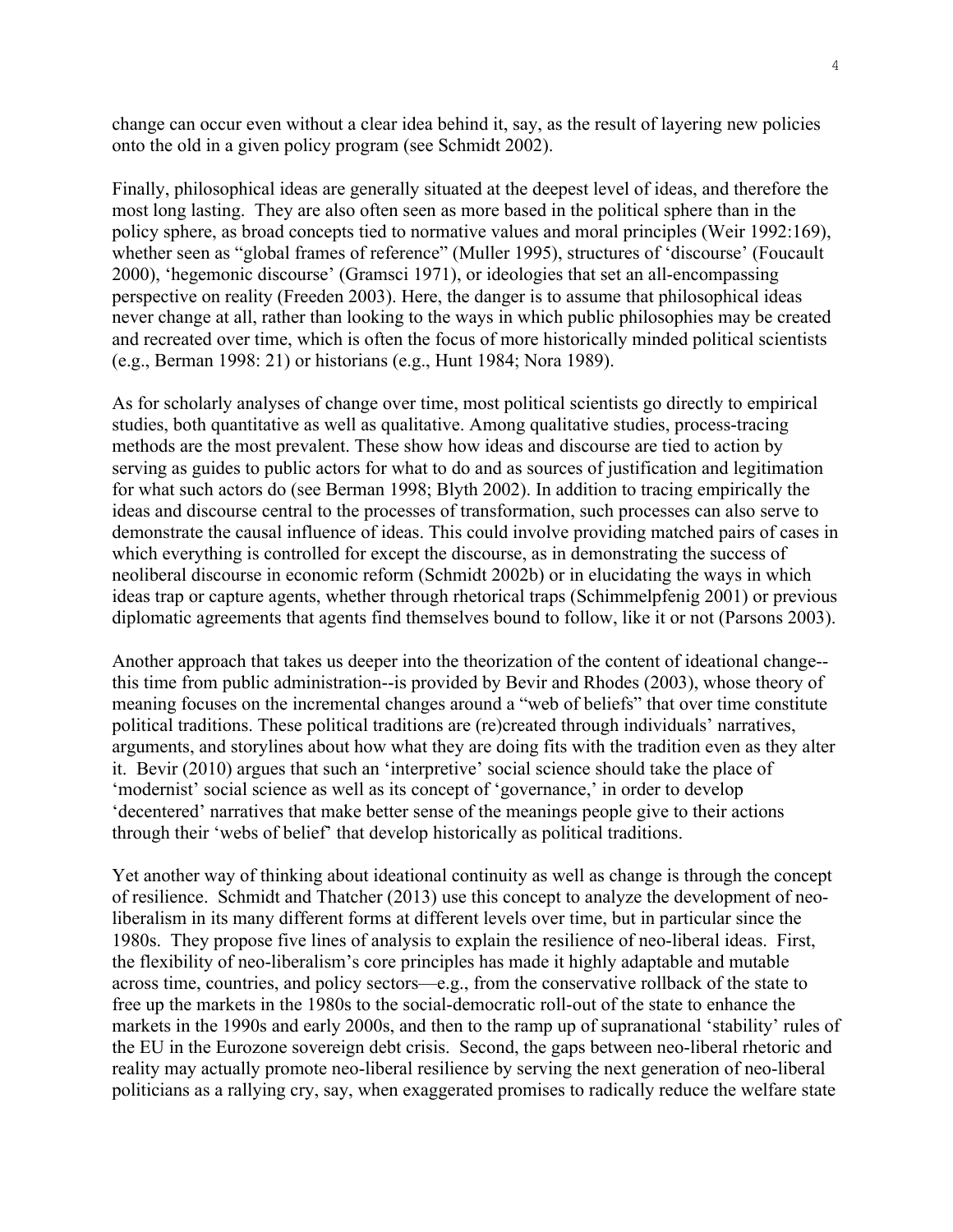change can occur even without a clear idea behind it, say, as the result of layering new policies onto the old in a given policy program (see Schmidt 2002).

Finally, philosophical ideas are generally situated at the deepest level of ideas, and therefore the most long lasting. They are also often seen as more based in the political sphere than in the policy sphere, as broad concepts tied to normative values and moral principles (Weir 1992:169), whether seen as "global frames of reference" (Muller 1995), structures of 'discourse' (Foucault 2000), 'hegemonic discourse' (Gramsci 1971), or ideologies that set an all-encompassing perspective on reality (Freeden 2003). Here, the danger is to assume that philosophical ideas never change at all, rather than looking to the ways in which public philosophies may be created and recreated over time, which is often the focus of more historically minded political scientists (e.g., Berman 1998: 21) or historians (e.g., Hunt 1984; Nora 1989).

As for scholarly analyses of change over time, most political scientists go directly to empirical studies, both quantitative as well as qualitative. Among qualitative studies, process-tracing methods are the most prevalent. These show how ideas and discourse are tied to action by serving as guides to public actors for what to do and as sources of justification and legitimation for what such actors do (see Berman 1998; Blyth 2002). In addition to tracing empirically the ideas and discourse central to the processes of transformation, such processes can also serve to demonstrate the causal influence of ideas. This could involve providing matched pairs of cases in which everything is controlled for except the discourse, as in demonstrating the success of neoliberal discourse in economic reform (Schmidt 2002b) or in elucidating the ways in which ideas trap or capture agents, whether through rhetorical traps (Schimmelpfenig 2001) or previous diplomatic agreements that agents find themselves bound to follow, like it or not (Parsons 2003).

Another approach that takes us deeper into the theorization of the content of ideational change--this time from public administration--is provided by Bevir and Rhodes (2003), whose theory of meaning focuses on the incremental changes around a "web of beliefs" that over time constitute political traditions. These political traditions are (re)created through individuals' narratives, arguments, and storylines about how what they are doing fits with the tradition even as they alter it. Bevir (2010) argues that such an 'interpretive' social science should take the place of 'modernist' social science as well as its concept of 'governance,' in order to develop 'decentered' narratives that make better sense of the meanings people give to their actions through their 'webs of belief' that develop historically as political traditions.

Yet another way of thinking about ideational continuity as well as change is through the concept of resilience. Schmidt and Thatcher (2013) use this concept to analyze the development of neo-liberalism in its many different forms at different levels over time, but in particular since the 1980s. They propose five lines of analysis to explain the resilience of neo-liberal ideas. First, the flexibility of neo-liberalism's core principles has made it highly adaptable and mutable across time, countries, and policy sectors—e.g., from the conservative rollback of the state to free up the markets in the 1980s to the social-democratic roll-out of the state to enhance the markets in the 1990s and early 2000s, and then to the ramp up of supranational 'stability' rules of the EU in the Eurozone sovereign debt crisis. Second, the gaps between neo-liberal rhetoric and reality may actually promote neo-liberal resilience by serving the next generation of neo-liberal politicians as a rallying cry, say, when exaggerated promises to radically reduce the welfare state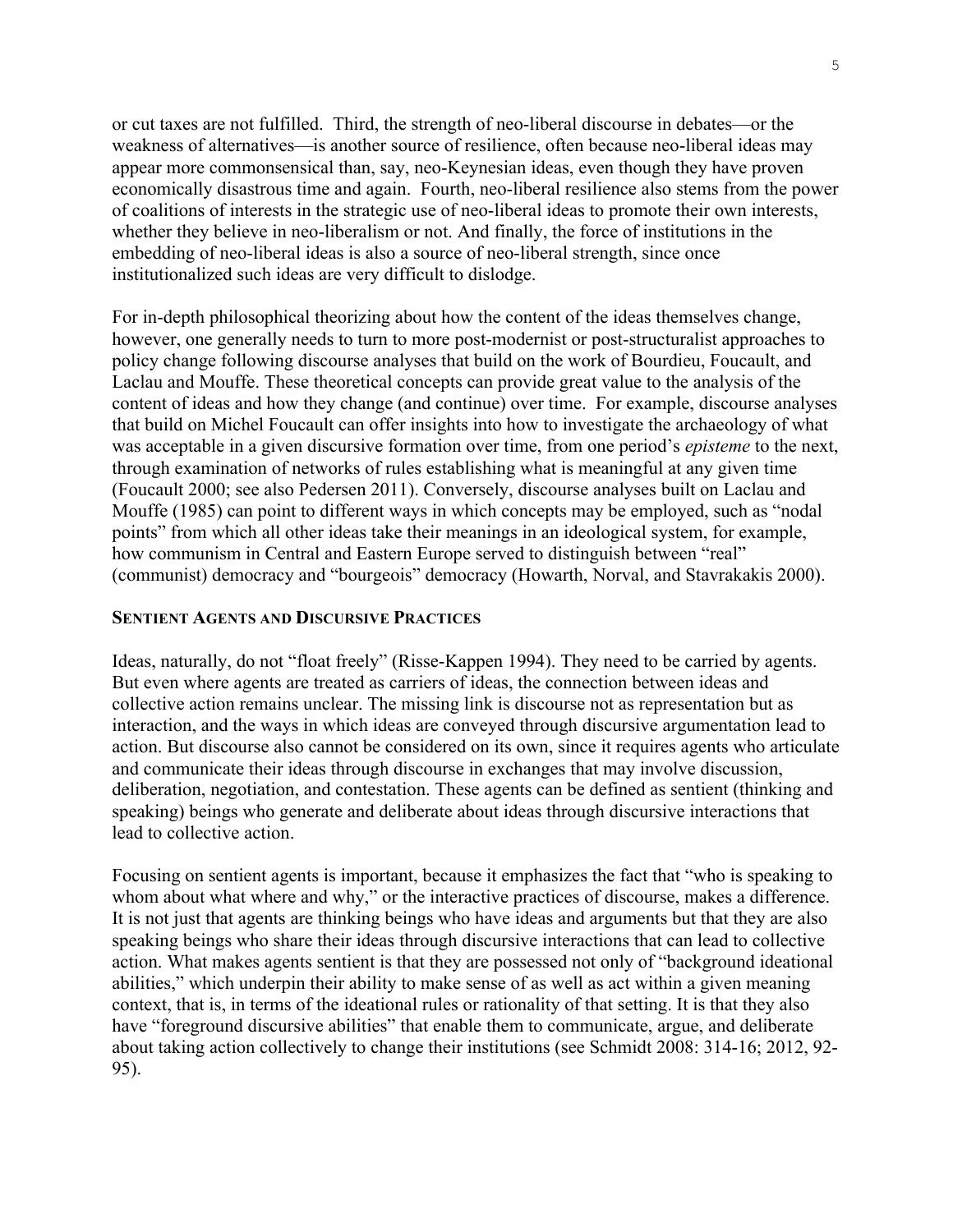or cut taxes are not fulfilled. Third, the strength of neo-liberal discourse in debates—or the weakness of alternatives—is another source of resilience, often because neo-liberal ideas may appear more commonsensical than, say, neo-Keynesian ideas, even though they have proven economically disastrous time and again. Fourth, neo-liberal resilience also stems from the power of coalitions of interests in the strategic use of neo-liberal ideas to promote their own interests, whether they believe in neo-liberalism or not. And finally, the force of institutions in the embedding of neo-liberal ideas is also a source of neo-liberal strength, since once institutionalized such ideas are very difficult to dislodge.

For in-depth philosophical theorizing about how the content of the ideas themselves change, however, one generally needs to turn to more post-modernist or post-structuralist approaches to policy change following discourse analyses that build on the work of Bourdieu, Foucault, and Laclau and Mouffe. These theoretical concepts can provide great value to the analysis of the content of ideas and how they change (and continue) over time. For example, discourse analyses that build on Michel Foucault can offer insights into how to investigate the archaeology of what was acceptable in a given discursive formation over time, from one period's *episteme* to the next, through examination of networks of rules establishing what is meaningful at any given time (Foucault 2000; see also Pedersen 2011). Conversely, discourse analyses built on Laclau and Mouffe (1985) can point to different ways in which concepts may be employed, such as "nodal points" from which all other ideas take their meanings in an ideological system, for example, how communism in Central and Eastern Europe served to distinguish between "real" (communist) democracy and "bourgeois" democracy (Howarth, Norval, and Stavrakakis 2000).

## SENTIENT AGENTS AND DISCURSIVE PRACTICES

Ideas, naturally, do not "float freely" (Risse-Kappen 1994). They need to be carried by agents. But even where agents are treated as carriers of ideas, the connection between ideas and collective action remains unclear. The missing link is discourse not as representation but as interaction, and the ways in which ideas are conveyed through discursive argumentation lead to action. But discourse also cannot be considered on its own, since it requires agents who articulate and communicate their ideas through discourse in exchanges that may involve discussion, deliberation, negotiation, and contestation. These agents can be defined as sentient (thinking and speaking) beings who generate and deliberate about ideas through discursive interactions that lead to collective action.

Focusing on sentient agents is important, because it emphasizes the fact that "who is speaking to whom about what where and why," or the interactive practices of discourse, makes a difference. It is not just that agents are thinking beings who have ideas and arguments but that they are also speaking beings who share their ideas through discursive interactions that can lead to collective action. What makes agents sentient is that they are possessed not only of "background ideational abilities," which underpin their ability to make sense of as well as act within a given meaning context, that is, in terms of the ideational rules or rationality of that setting. It is that they also have "foreground discursive abilities" that enable them to communicate, argue, and deliberate about taking action collectively to change their institutions (see Schmidt 2008: 314-16; 2012, 92-95).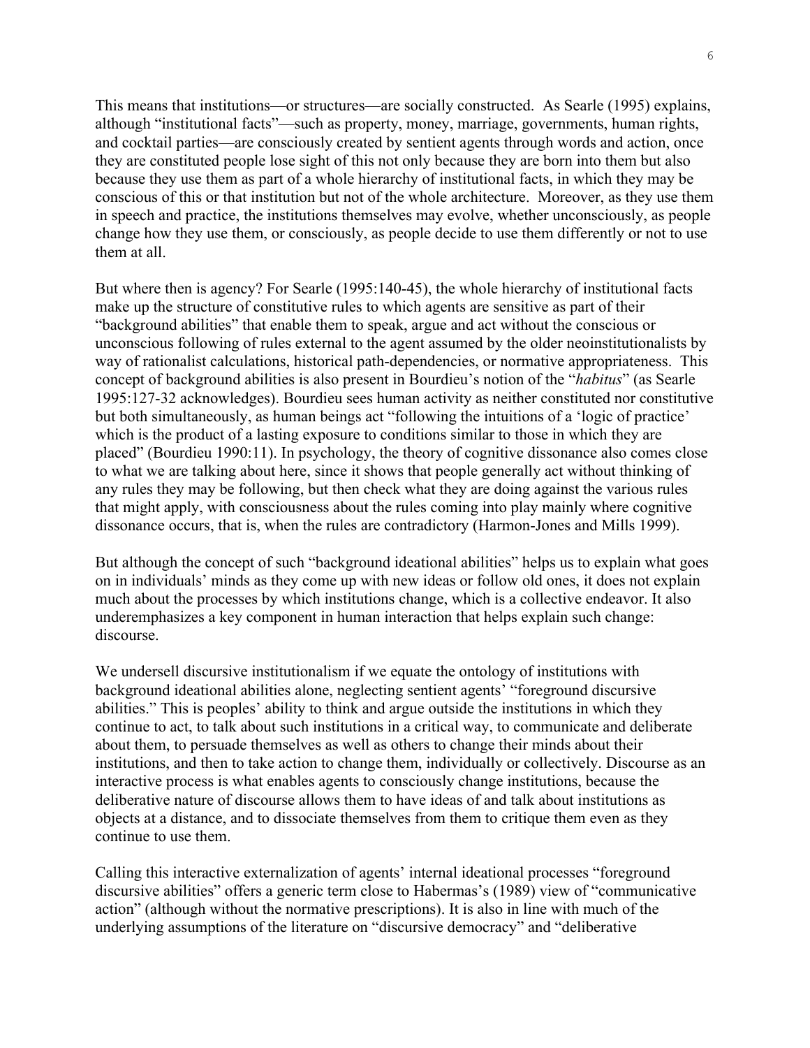This means that institutions—or structures—are socially constructed. As Searle (1995) explains, although "institutional facts"—such as property, money, marriage, governments, human rights, and cocktail parties—are consciously created by sentient agents through words and action, once they are constituted people lose sight of this not only because they are born into them but also because they use them as part of a whole hierarchy of institutional facts, in which they may be conscious of this or that institution but not of the whole architecture. Moreover, as they use them in speech and practice, the institutions themselves may evolve, whether unconsciously, as people change how they use them, or consciously, as people decide to use them differently or not to use them at all.

But where then is agency? For Searle (1995:140-45), the whole hierarchy of institutional facts make up the structure of constitutive rules to which agents are sensitive as part of their "background abilities" that enable them to speak, argue and act without the conscious or unconscious following of rules external to the agent assumed by the older neoinstitutionalists by way of rationalist calculations, historical path-dependencies, or normative appropriateness. This concept of background abilities is also present in Bourdieu's notion of the "*habitus*" (as Searle 1995:127-32 acknowledges). Bourdieu sees human activity as neither constituted nor constitutive but both simultaneously, as human beings act "following the intuitions of a 'logic of practice' which is the product of a lasting exposure to conditions similar to those in which they are placed" (Bourdieu 1990:11). In psychology, the theory of cognitive dissonance also comes close to what we are talking about here, since it shows that people generally act without thinking of any rules they may be following, but then check what they are doing against the various rules that might apply, with consciousness about the rules coming into play mainly where cognitive dissonance occurs, that is, when the rules are contradictory (Harmon-Jones and Mills 1999).

But although the concept of such "background ideational abilities" helps us to explain what goes on in individuals' minds as they come up with new ideas or follow old ones, it does not explain much about the processes by which institutions change, which is a collective endeavor. It also underemphasizes a key component in human interaction that helps explain such change: discourse.

We undersell discursive institutionalism if we equate the ontology of institutions with background ideational abilities alone, neglecting sentient agents' "foreground discursive abilities." This is peoples' ability to think and argue outside the institutions in which they continue to act, to talk about such institutions in a critical way, to communicate and deliberate about them, to persuade themselves as well as others to change their minds about their institutions, and then to take action to change them, individually or collectively. Discourse as an interactive process is what enables agents to consciously change institutions, because the deliberative nature of discourse allows them to have ideas of and talk about institutions as objects at a distance, and to dissociate themselves from them to critique them even as they continue to use them.

Calling this interactive externalization of agents' internal ideational processes "foreground discursive abilities" offers a generic term close to Habermas's (1989) view of "communicative action" (although without the normative prescriptions). It is also in line with much of the underlying assumptions of the literature on "discursive democracy" and "deliberative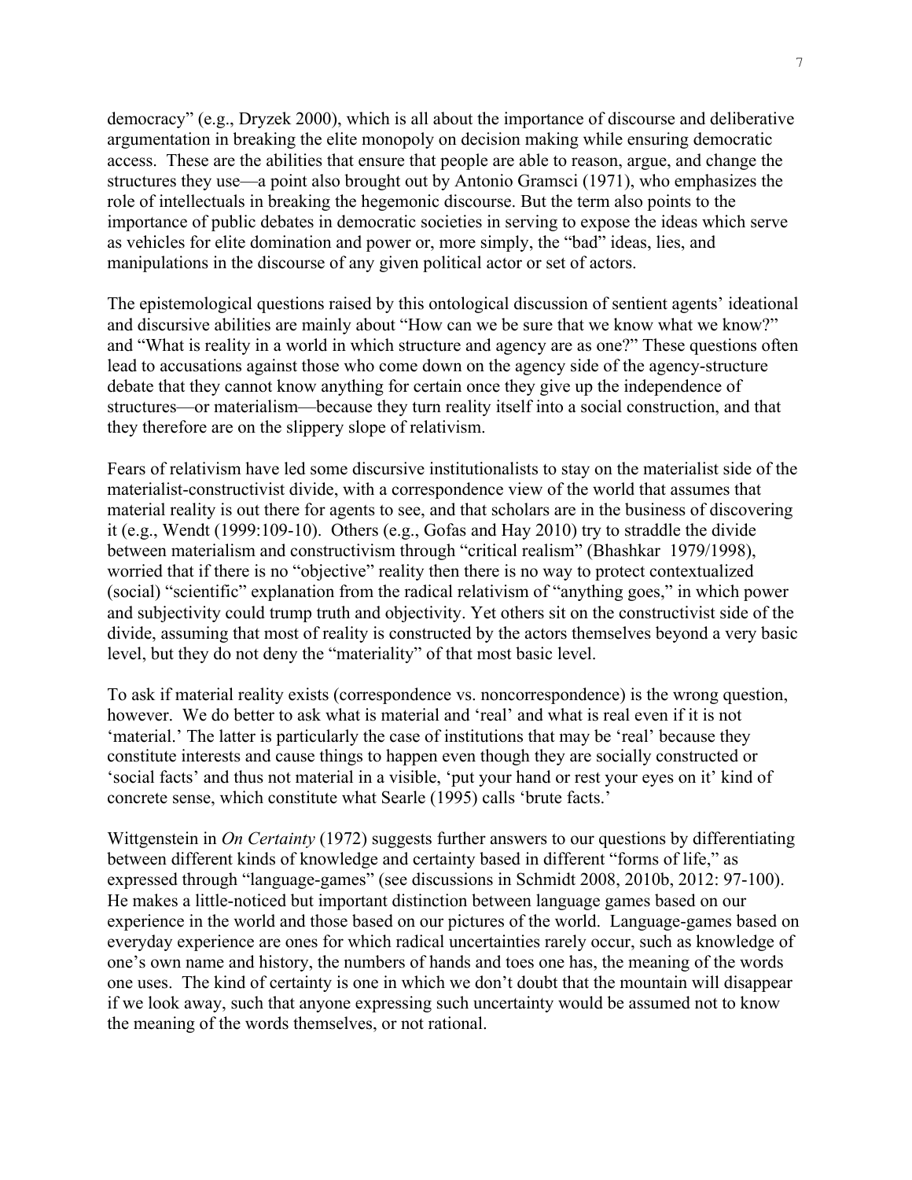democracy" (e.g., Dryzek 2000), which is all about the importance of discourse and deliberative argumentation in breaking the elite monopoly on decision making while ensuring democratic access. These are the abilities that ensure that people are able to reason, argue, and change the structures they use—a point also brought out by Antonio Gramsci (1971), who emphasizes the role of intellectuals in breaking the hegemonic discourse. But the term also points to the importance of public debates in democratic societies in serving to expose the ideas which serve as vehicles for elite domination and power or, more simply, the "bad" ideas, lies, and manipulations in the discourse of any given political actor or set of actors.

The epistemological questions raised by this ontological discussion of sentient agents' ideational and discursive abilities are mainly about "How can we be sure that we know what we know?" and "What is reality in a world in which structure and agency are as one?" These questions often lead to accusations against those who come down on the agency side of the agency-structure debate that they cannot know anything for certain once they give up the independence of structures—or materialism—because they turn reality itself into a social construction, and that they therefore are on the slippery slope of relativism.

Fears of relativism have led some discursive institutionalists to stay on the materialist side of the materialist-constructivist divide, with a correspondence view of the world that assumes that material reality is out there for agents to see, and that scholars are in the business of discovering it (e.g., Wendt (1999:109-10). Others (e.g., Gofas and Hay 2010) try to straddle the divide between materialism and constructivism through "critical realism" (Bhashkar 1979/1998), worried that if there is no "objective" reality then there is no way to protect contextualized (social) "scientific" explanation from the radical relativism of "anything goes," in which power and subjectivity could trump truth and objectivity. Yet others sit on the constructivist side of the divide, assuming that most of reality is constructed by the actors themselves beyond a very basic level, but they do not deny the "materiality" of that most basic level.

To ask if material reality exists (correspondence vs. noncorrespondence) is the wrong question, however. We do better to ask what is material and 'real' and what is real even if it is not 'material.' The latter is particularly the case of institutions that may be 'real' because they constitute interests and cause things to happen even though they are socially constructed or 'social facts' and thus not material in a visible, 'put your hand or rest your eyes on it' kind of concrete sense, which constitute what Searle (1995) calls 'brute facts.'

Wittgenstein in *On Certainty* (1972) suggests further answers to our questions by differentiating between different kinds of knowledge and certainty based in different "forms of life," as expressed through "language-games" (see discussions in Schmidt 2008, 2010b, 2012: 97-100). He makes a little-noticed but important distinction between language games based on our experience in the world and those based on our pictures of the world. Language-games based on everyday experience are ones for which radical uncertainties rarely occur, such as knowledge of one's own name and history, the numbers of hands and toes one has, the meaning of the words one uses. The kind of certainty is one in which we don't doubt that the mountain will disappear if we look away, such that anyone expressing such uncertainty would be assumed not to know the meaning of the words themselves, or not rational.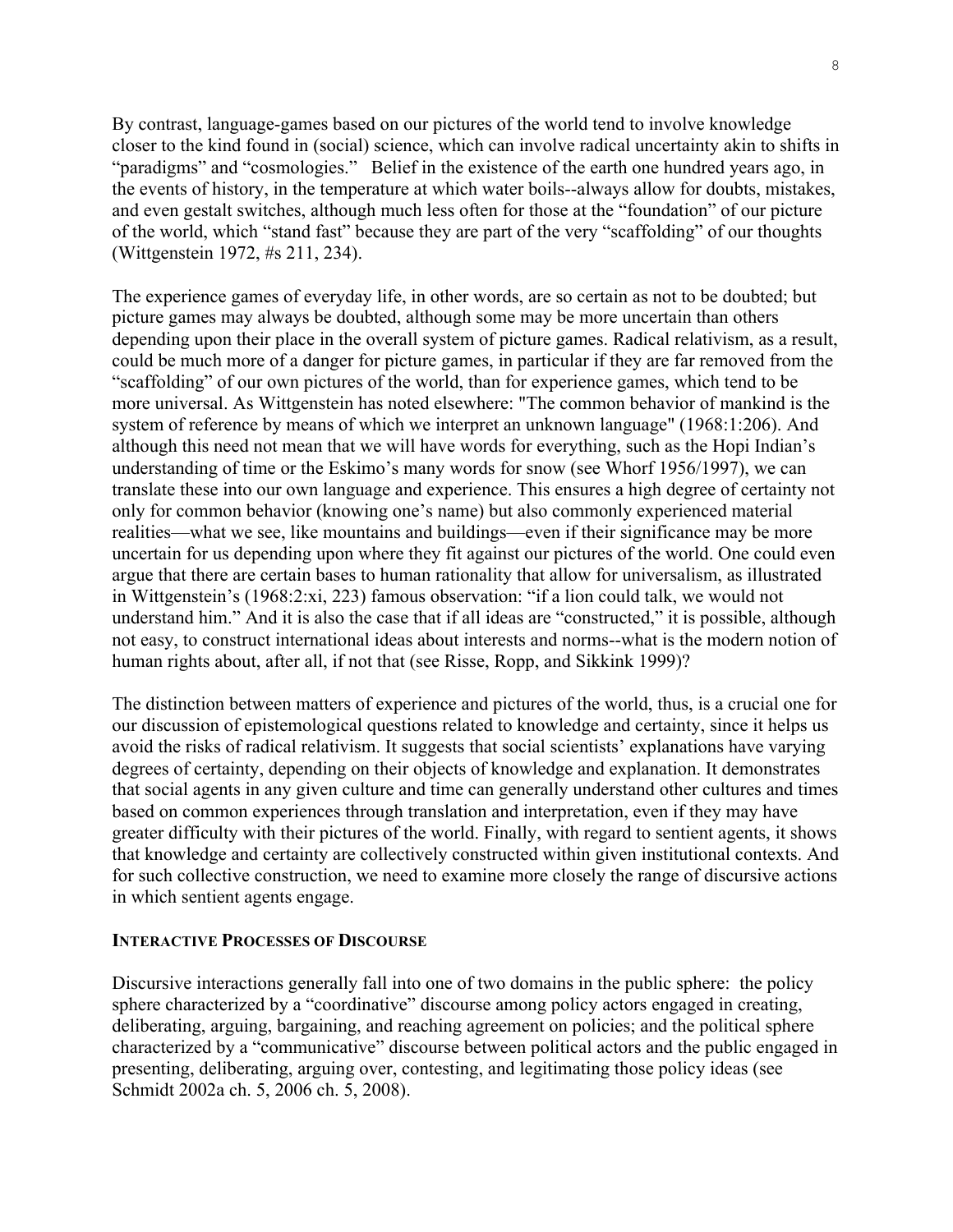By contrast, language-games based on our pictures of the world tend to involve knowledge closer to the kind found in (social) science, which can involve radical uncertainty akin to shifts in "paradigms" and "cosmologies." Belief in the existence of the earth one hundred years ago, in the events of history, in the temperature at which water boils--always allow for doubts, mistakes, and even gestalt switches, although much less often for those at the "foundation" of our picture of the world, which "stand fast" because they are part of the very "scaffolding" of our thoughts (Wittgenstein 1972, #s 211, 234).

The experience games of everyday life, in other words, are so certain as not to be doubted; but picture games may always be doubted, although some may be more uncertain than others depending upon their place in the overall system of picture games. Radical relativism, as a result, could be much more of a danger for picture games, in particular if they are far removed from the "scaffolding" of our own pictures of the world, than for experience games, which tend to be more universal. As Wittgenstein has noted elsewhere: "The common behavior of mankind is the system of reference by means of which we interpret an unknown language" (1968:1:206). And although this need not mean that we will have words for everything, such as the Hopi Indian's understanding of time or the Eskimo's many words for snow (see Whorf 1956/1997), we can translate these into our own language and experience. This ensures a high degree of certainty not only for common behavior (knowing one's name) but also commonly experienced material realities—what we see, like mountains and buildings—even if their significance may be more uncertain for us depending upon where they fit against our pictures of the world. One could even argue that there are certain bases to human rationality that allow for universalism, as illustrated in Wittgenstein's (1968:2:xi, 223) famous observation: "if a lion could talk, we would not understand him." And it is also the case that if all ideas are "constructed," it is possible, although not easy, to construct international ideas about interests and norms--what is the modern notion of human rights about, after all, if not that (see Risse, Ropp, and Sikkink 1999)?

The distinction between matters of experience and pictures of the world, thus, is a crucial one for our discussion of epistemological questions related to knowledge and certainty, since it helps us avoid the risks of radical relativism. It suggests that social scientists' explanations have varying degrees of certainty, depending on their objects of knowledge and explanation. It demonstrates that social agents in any given culture and time can generally understand other cultures and times based on common experiences through translation and interpretation, even if they may have greater difficulty with their pictures of the world. Finally, with regard to sentient agents, it shows that knowledge and certainty are collectively constructed within given institutional contexts. And for such collective construction, we need to examine more closely the range of discursive actions in which sentient agents engage.

## INTERACTIVE PROCESSES OF DISCOURSE

Discursive interactions generally fall into one of two domains in the public sphere: the policy sphere characterized by a "coordinative" discourse among policy actors engaged in creating, deliberating, arguing, bargaining, and reaching agreement on policies; and the political sphere characterized by a "communicative" discourse between political actors and the public engaged in presenting, deliberating, arguing over, contesting, and legitimating those policy ideas (see Schmidt 2002a ch. 5, 2006 ch. 5, 2008).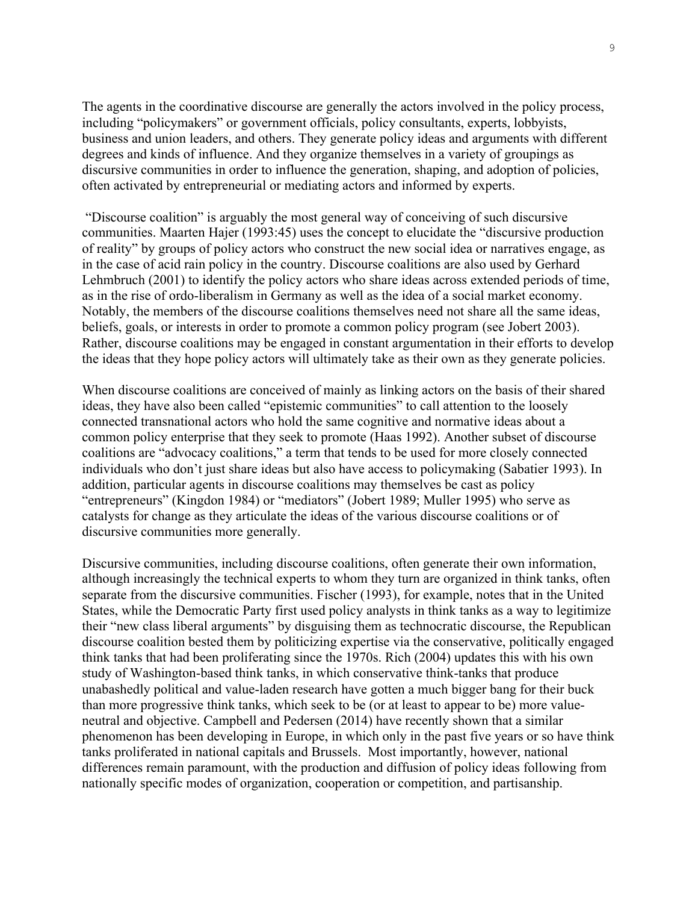The agents in the coordinative discourse are generally the actors involved in the policy process, including "policymakers" or government officials, policy consultants, experts, lobbyists, business and union leaders, and others. They generate policy ideas and arguments with different degrees and kinds of influence. And they organize themselves in a variety of groupings as discursive communities in order to influence the generation, shaping, and adoption of policies, often activated by entrepreneurial or mediating actors and informed by experts.

"Discourse coalition" is arguably the most general way of conceiving of such discursive communities. Maarten Hajer (1993:45) uses the concept to elucidate the "discursive production of reality" by groups of policy actors who construct the new social idea or narratives engage, as in the case of acid rain policy in the country. Discourse coalitions are also used by Gerhard Lehmbruch (2001) to identify the policy actors who share ideas across extended periods of time, as in the rise of ordo-liberalism in Germany as well as the idea of a social market economy. Notably, the members of the discourse coalitions themselves need not share all the same ideas, beliefs, goals, or interests in order to promote a common policy program (see Jobert 2003). Rather, discourse coalitions may be engaged in constant argumentation in their efforts to develop the ideas that they hope policy actors will ultimately take as their own as they generate policies.

When discourse coalitions are conceived of mainly as linking actors on the basis of their shared ideas, they have also been called "epistemic communities" to call attention to the loosely connected transnational actors who hold the same cognitive and normative ideas about a common policy enterprise that they seek to promote (Haas 1992). Another subset of discourse coalitions are "advocacy coalitions," a term that tends to be used for more closely connected individuals who don't just share ideas but also have access to policymaking (Sabatier 1993). In addition, particular agents in discourse coalitions may themselves be cast as policy "entrepreneurs" (Kingdon 1984) or "mediators" (Jobert 1989; Muller 1995) who serve as catalysts for change as they articulate the ideas of the various discourse coalitions or of discursive communities more generally.

Discursive communities, including discourse coalitions, often generate their own information, although increasingly the technical experts to whom they turn are organized in think tanks, often separate from the discursive communities. Fischer (1993), for example, notes that in the United States, while the Democratic Party first used policy analysts in think tanks as a way to legitimize their "new class liberal arguments" by disguising them as technocratic discourse, the Republican discourse coalition bested them by politicizing expertise via the conservative, politically engaged think tanks that had been proliferating since the 1970s. Rich (2004) updates this with his own study of Washington-based think tanks, in which conservative think-tanks that produce unabashedly political and value-laden research have gotten a much bigger bang for their buck than more progressive think tanks, which seek to be (or at least to appear to be) more value-neutral and objective. Campbell and Pedersen (2014) have recently shown that a similar phenomenon has been developing in Europe, in which only in the past five years or so have think tanks proliferated in national capitals and Brussels. Most importantly, however, national differences remain paramount, with the production and diffusion of policy ideas following from nationally specific modes of organization, cooperation or competition, and partisanship.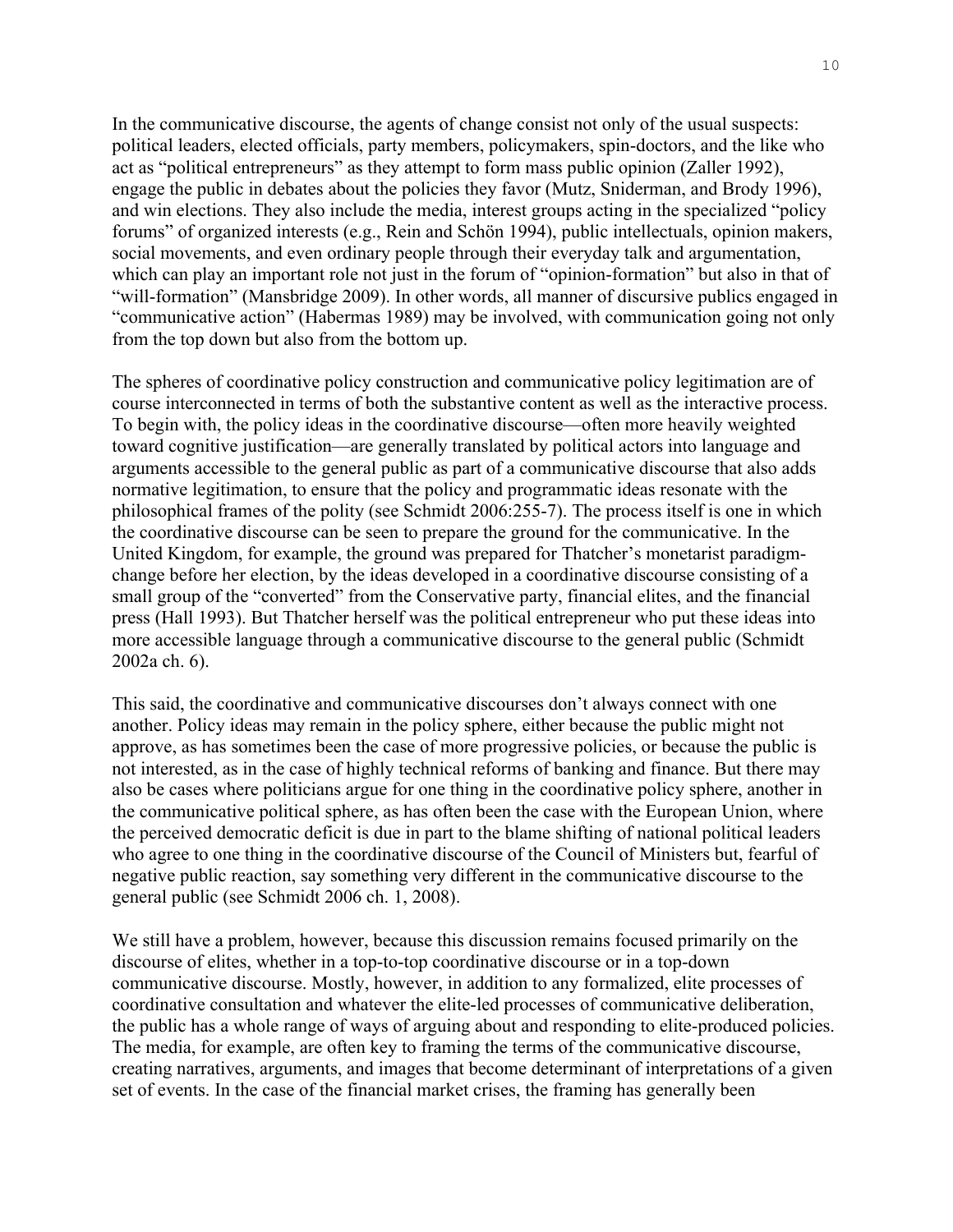In the communicative discourse, the agents of change consist not only of the usual suspects: political leaders, elected officials, party members, policymakers, spin-doctors, and the like who act as "political entrepreneurs" as they attempt to form mass public opinion (Zaller 1992), engage the public in debates about the policies they favor (Mutz, Sniderman, and Brody 1996), and win elections. They also include the media, interest groups acting in the specialized "policy forums" of organized interests (e.g., Rein and Schön 1994), public intellectuals, opinion makers, social movements, and even ordinary people through their everyday talk and argumentation, which can play an important role not just in the forum of "opinion-formation" but also in that of "will-formation" (Mansbridge 2009). In other words, all manner of discursive publics engaged in "communicative action" (Habermas 1989) may be involved, with communication going not only from the top down but also from the bottom up.

The spheres of coordinative policy construction and communicative policy legitimation are of course interconnected in terms of both the substantive content as well as the interactive process. To begin with, the policy ideas in the coordinative discourse—often more heavily weighted toward cognitive justification—are generally translated by political actors into language and arguments accessible to the general public as part of a communicative discourse that also adds normative legitimation, to ensure that the policy and programmatic ideas resonate with the philosophical frames of the polity (see Schmidt 2006:255-7). The process itself is one in which the coordinative discourse can be seen to prepare the ground for the communicative. In the United Kingdom, for example, the ground was prepared for Thatcher's monetarist paradigm-change before her election, by the ideas developed in a coordinative discourse consisting of a small group of the "converted" from the Conservative party, financial elites, and the financial press (Hall 1993). But Thatcher herself was the political entrepreneur who put these ideas into more accessible language through a communicative discourse to the general public (Schmidt 2002a ch. 6).

This said, the coordinative and communicative discourses don't always connect with one another. Policy ideas may remain in the policy sphere, either because the public might not approve, as has sometimes been the case of more progressive policies, or because the public is not interested, as in the case of highly technical reforms of banking and finance. But there may also be cases where politicians argue for one thing in the coordinative policy sphere, another in the communicative political sphere, as has often been the case with the European Union, where the perceived democratic deficit is due in part to the blame shifting of national political leaders who agree to one thing in the coordinative discourse of the Council of Ministers but, fearful of negative public reaction, say something very different in the communicative discourse to the general public (see Schmidt 2006 ch. 1, 2008).

We still have a problem, however, because this discussion remains focused primarily on the discourse of elites, whether in a top-to-top coordinative discourse or in a top-down communicative discourse. Mostly, however, in addition to any formalized, elite processes of coordinative consultation and whatever the elite-led processes of communicative deliberation, the public has a whole range of ways of arguing about and responding to elite-produced policies. The media, for example, are often key to framing the terms of the communicative discourse, creating narratives, arguments, and images that become determinant of interpretations of a given set of events. In the case of the financial market crises, the framing has generally been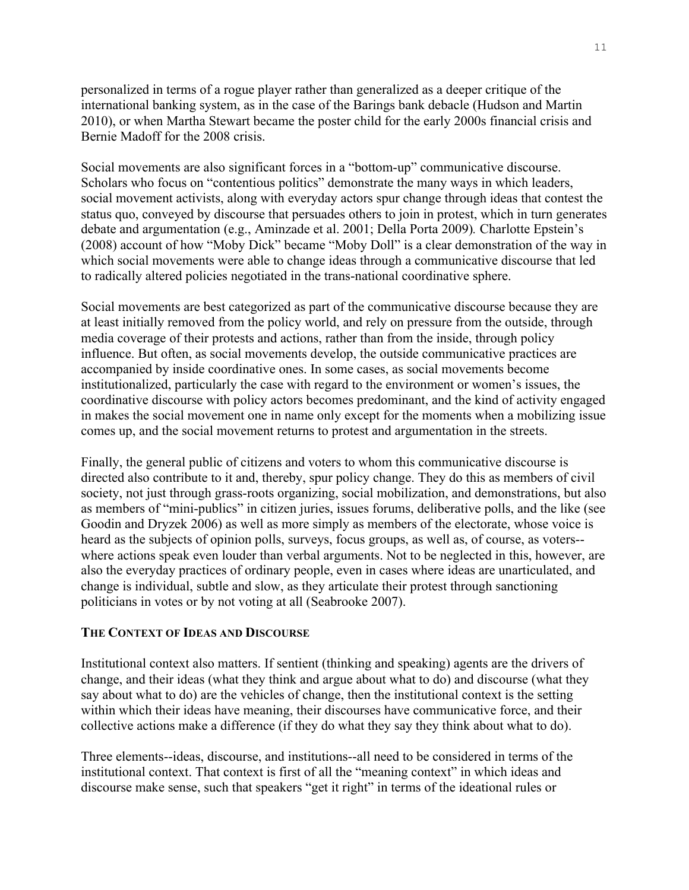personalized in terms of a rogue player rather than generalized as a deeper critique of the international banking system, as in the case of the Barings bank debacle (Hudson and Martin 2010), or when Martha Stewart became the poster child for the early 2000s financial crisis and Bernie Madoff for the 2008 crisis.

Social movements are also significant forces in a "bottom-up" communicative discourse. Scholars who focus on "contentious politics" demonstrate the many ways in which leaders, social movement activists, along with everyday actors spur change through ideas that contest the status quo, conveyed by discourse that persuades others to join in protest, which in turn generates debate and argumentation (e.g., Aminzade et al. 2001; Della Porta 2009). Charlotte Epstein's (2008) account of how "Moby Dick" became "Moby Doll" is a clear demonstration of the way in which social movements were able to change ideas through a communicative discourse that led to radically altered policies negotiated in the trans-national coordinative sphere.

Social movements are best categorized as part of the communicative discourse because they are at least initially removed from the policy world, and rely on pressure from the outside, through media coverage of their protests and actions, rather than from the inside, through policy influence. But often, as social movements develop, the outside communicative practices are accompanied by inside coordinative ones. In some cases, as social movements become institutionalized, particularly the case with regard to the environment or women's issues, the coordinative discourse with policy actors becomes predominant, and the kind of activity engaged in makes the social movement one in name only except for the moments when a mobilizing issue comes up, and the social movement returns to protest and argumentation in the streets.

Finally, the general public of citizens and voters to whom this communicative discourse is directed also contribute to it and, thereby, spur policy change. They do this as members of civil society, not just through grass-roots organizing, social mobilization, and demonstrations, but also as members of "mini-publics" in citizen juries, issues forums, deliberative polls, and the like (see Goodin and Dryzek 2006) as well as more simply as members of the electorate, whose voice is heard as the subjects of opinion polls, surveys, focus groups, as well as, of course, as voters--where actions speak even louder than verbal arguments. Not to be neglected in this, however, are also the everyday practices of ordinary people, even in cases where ideas are unarticulated, and change is individual, subtle and slow, as they articulate their protest through sanctioning politicians in votes or by not voting at all (Seabrooke 2007).

## The Context of Ideas and Discourse

Institutional context also matters. If sentient (thinking and speaking) agents are the drivers of change, and their ideas (what they think and argue about what to do) and discourse (what they say about what to do) are the vehicles of change, then the institutional context is the setting within which their ideas have meaning, their discourses have communicative force, and their collective actions make a difference (if they do what they say they think about what to do).

Three elements--ideas, discourse, and institutions--all need to be considered in terms of the institutional context. That context is first of all the "meaning context" in which ideas and discourse make sense, such that speakers "get it right" in terms of the ideational rules or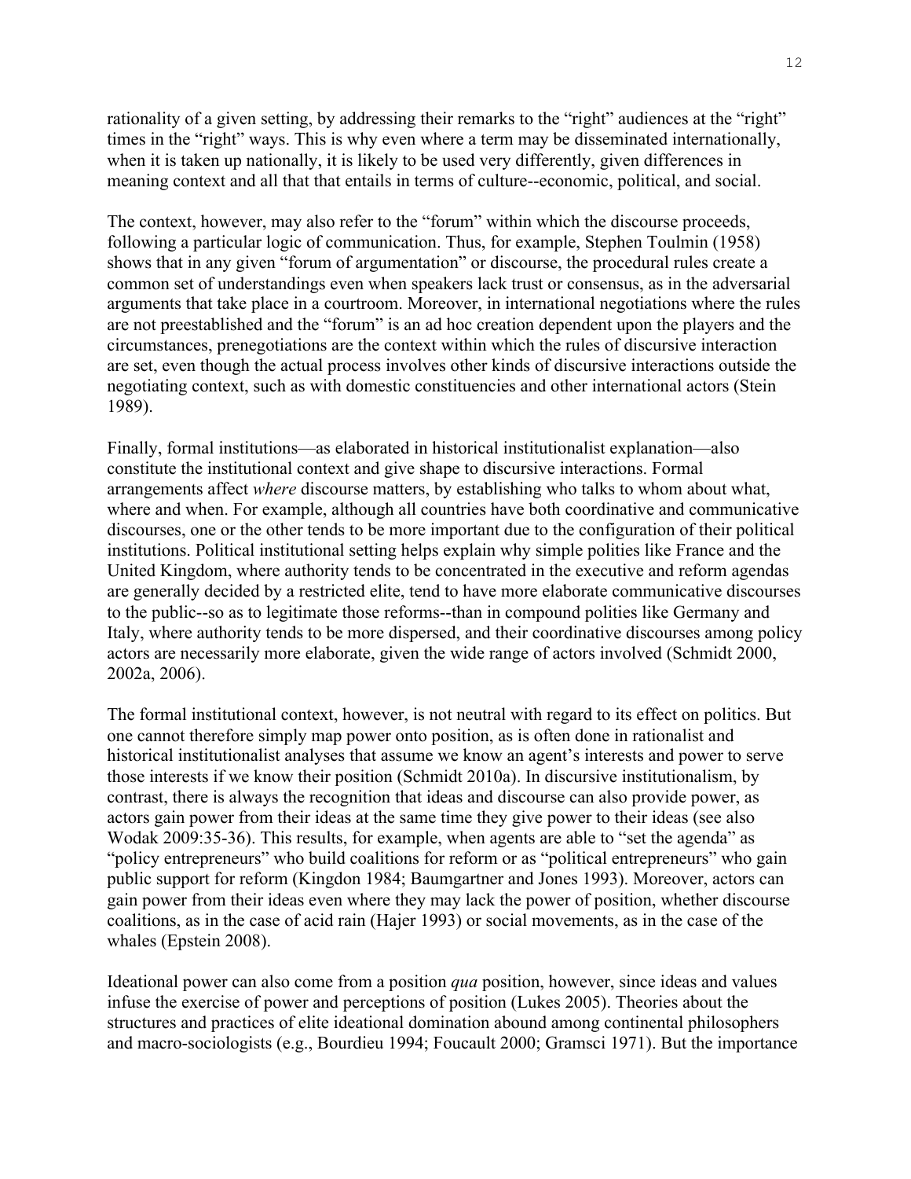rationality of a given setting, by addressing their remarks to the "right" audiences at the "right" times in the "right" ways. This is why even where a term may be disseminated internationally, when it is taken up nationally, it is likely to be used very differently, given differences in meaning context and all that that entails in terms of culture--economic, political, and social.

The context, however, may also refer to the "forum" within which the discourse proceeds, following a particular logic of communication. Thus, for example, Stephen Toulmin (1958) shows that in any given "forum of argumentation" or discourse, the procedural rules create a common set of understandings even when speakers lack trust or consensus, as in the adversarial arguments that take place in a courtroom. Moreover, in international negotiations where the rules are not preestablished and the "forum" is an ad hoc creation dependent upon the players and the circumstances, prenegotiations are the context within which the rules of discursive interaction are set, even though the actual process involves other kinds of discursive interactions outside the negotiating context, such as with domestic constituencies and other international actors (Stein 1989).

Finally, formal institutions—as elaborated in historical institutionalist explanation—also constitute the institutional context and give shape to discursive interactions. Formal arrangements affect *where* discourse matters, by establishing who talks to whom about what, where and when. For example, although all countries have both coordinative and communicative discourses, one or the other tends to be more important due to the configuration of their political institutions. Political institutional setting helps explain why simple polities like France and the United Kingdom, where authority tends to be concentrated in the executive and reform agendas are generally decided by a restricted elite, tend to have more elaborate communicative discourses to the public--so as to legitimate those reforms--than in compound polities like Germany and Italy, where authority tends to be more dispersed, and their coordinative discourses among policy actors are necessarily more elaborate, given the wide range of actors involved (Schmidt 2000, 2002a, 2006).

The formal institutional context, however, is not neutral with regard to its effect on politics. But one cannot therefore simply map power onto position, as is often done in rationalist and historical institutionalist analyses that assume we know an agent's interests and power to serve those interests if we know their position (Schmidt 2010a). In discursive institutionalism, by contrast, there is always the recognition that ideas and discourse can also provide power, as actors gain power from their ideas at the same time they give power to their ideas (see also Wodak 2009:35-36). This results, for example, when agents are able to "set the agenda" as "policy entrepreneurs" who build coalitions for reform or as "political entrepreneurs" who gain public support for reform (Kingdon 1984; Baumgartner and Jones 1993). Moreover, actors can gain power from their ideas even where they may lack the power of position, whether discourse coalitions, as in the case of acid rain (Hajer 1993) or social movements, as in the case of the whales (Epstein 2008).

Ideational power can also come from a position *qua* position, however, since ideas and values infuse the exercise of power and perceptions of position (Lukes 2005). Theories about the structures and practices of elite ideational domination abound among continental philosophers and macro-sociologists (e.g., Bourdieu 1994; Foucault 2000; Gramsci 1971). But the importance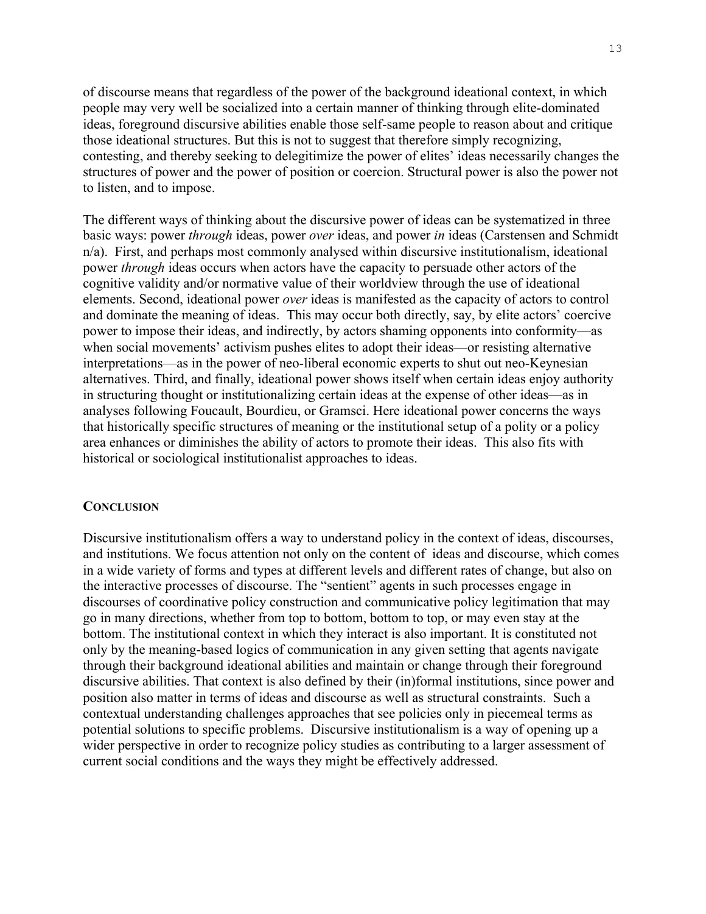of discourse means that regardless of the power of the background ideational context, in which people may very well be socialized into a certain manner of thinking through elite-dominated ideas, foreground discursive abilities enable those self-same people to reason about and critique those ideational structures. But this is not to suggest that therefore simply recognizing, contesting, and thereby seeking to delegitimize the power of elites' ideas necessarily changes the structures of power and the power of position or coercion. Structural power is also the power not to listen, and to impose.

The different ways of thinking about the discursive power of ideas can be systematized in three basic ways: power *through* ideas, power *over* ideas, and power *in* ideas (Carstensen and Schmidt n/a). First, and perhaps most commonly analysed within discursive institutionalism, ideational power *through* ideas occurs when actors have the capacity to persuade other actors of the cognitive validity and/or normative value of their worldview through the use of ideational elements. Second, ideational power *over* ideas is manifested as the capacity of actors to control and dominate the meaning of ideas. This may occur both directly, say, by elite actors' coercive power to impose their ideas, and indirectly, by actors shaming opponents into conformity—as when social movements' activism pushes elites to adopt their ideas—or resisting alternative interpretations—as in the power of neo-liberal economic experts to shut out neo-Keynesian alternatives. Third, and finally, ideational power shows itself when certain ideas enjoy authority in structuring thought or institutionalizing certain ideas at the expense of other ideas—as in analyses following Foucault, Bourdieu, or Gramsci. Here ideational power concerns the ways that historically specific structures of meaning or the institutional setup of a polity or a policy area enhances or diminishes the ability of actors to promote their ideas. This also fits with historical or sociological institutionalist approaches to ideas.

## CONCLUSION

Discursive institutionalism offers a way to understand policy in the context of ideas, discourses, and institutions. We focus attention not only on the content of ideas and discourse, which comes in a wide variety of forms and types at different levels and different rates of change, but also on the interactive processes of discourse. The "sentient" agents in such processes engage in discourses of coordinative policy construction and communicative policy legitimation that may go in many directions, whether from top to bottom, bottom to top, or may even stay at the bottom. The institutional context in which they interact is also important. It is constituted not only by the meaning-based logics of communication in any given setting that agents navigate through their background ideational abilities and maintain or change through their foreground discursive abilities. That context is also defined by their (in)formal institutions, since power and position also matter in terms of ideas and discourse as well as structural constraints. Such a contextual understanding challenges approaches that see policies only in piecemeal terms as potential solutions to specific problems. Discursive institutionalism is a way of opening up a wider perspective in order to recognize policy studies as contributing to a larger assessment of current social conditions and the ways they might be effectively addressed.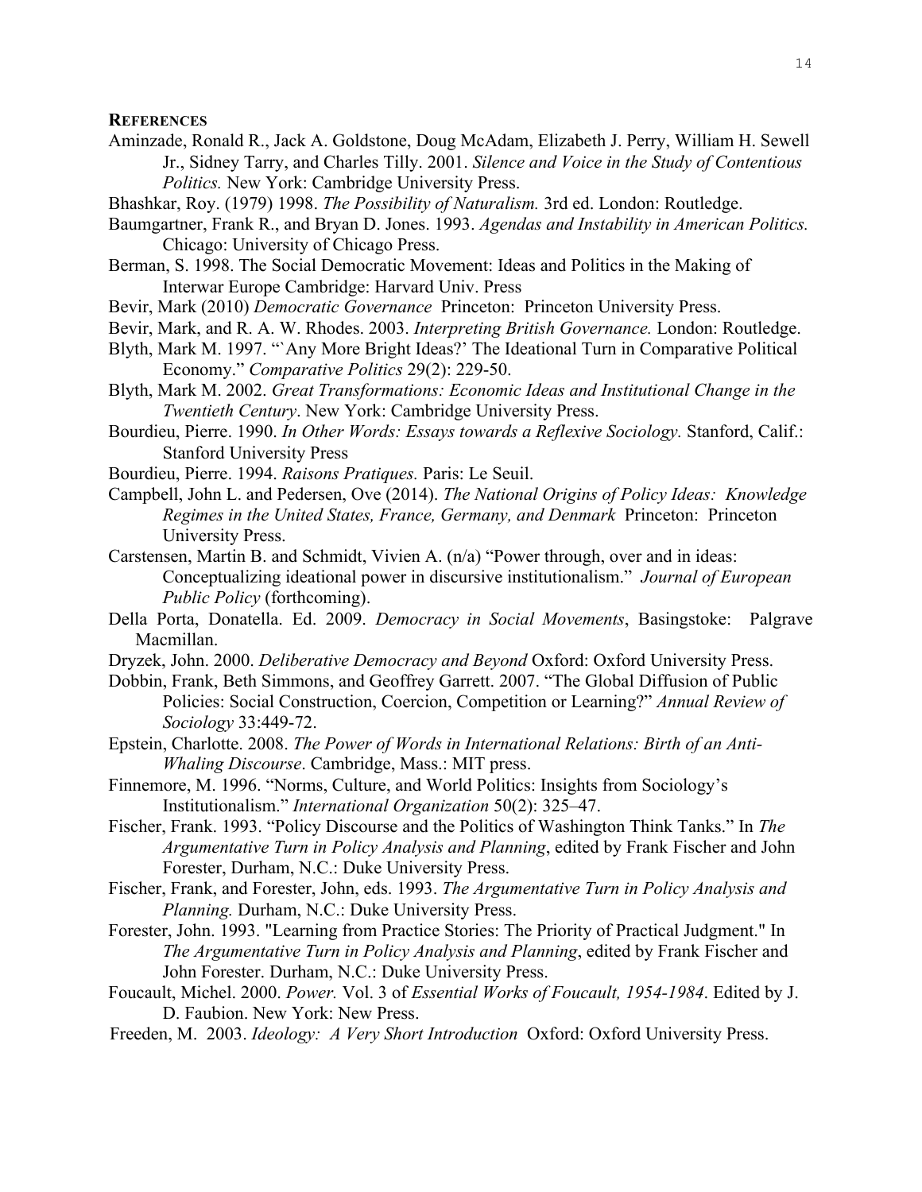## REFERENCES

Aminzade, Ronald R., Jack A. Goldstone, Doug McAdam, Elizabeth J. Perry, William H. Sewell Jr., Sidney Tarry, and Charles Tilly. 2001. *Silence and Voice in the Study of Contentious Politics.* New York: Cambridge University Press.

Bhashkar, Roy. (1979) 1998. *The Possibility of Naturalism.* 3rd ed. London: Routledge.

Baumgartner, Frank R., and Bryan D. Jones. 1993. *Agendas and Instability in American Politics.* Chicago: University of Chicago Press.

Berman, S. 1998. The Social Democratic Movement: Ideas and Politics in the Making of Interwar Europe Cambridge: Harvard Univ. Press

Bevir, Mark (2010) *Democratic Governance* Princeton: Princeton University Press.

Bevir, Mark, and R. A. W. Rhodes. 2003. *Interpreting British Governance.* London: Routledge.

Blyth, Mark M. 1997. "`Any More Bright Ideas?' The Ideational Turn in Comparative Political Economy." *Comparative Politics* 29(2): 229-50.

Blyth, Mark M. 2002. *Great Transformations: Economic Ideas and Institutional Change in the Twentieth Century*. New York: Cambridge University Press.

Bourdieu, Pierre. 1990. *In Other Words: Essays towards a Reflexive Sociology.* Stanford, Calif.: Stanford University Press

Bourdieu, Pierre. 1994. *Raisons Pratiques.* Paris: Le Seuil.

Campbell, John L. and Pedersen, Ove (2014). *The National Origins of Policy Ideas: Knowledge Regimes in the United States, France, Germany, and Denmark* Princeton: Princeton University Press.

Carstensen, Martin B. and Schmidt, Vivien A. (n/a) "Power through, over and in ideas: Conceptualizing ideational power in discursive institutionalism." *Journal of European Public Policy* (forthcoming).

Della Porta, Donatella. Ed. 2009. *Democracy in Social Movements*, Basingstoke: Palgrave Macmillan.

Dryzek, John. 2000. *Deliberative Democracy and Beyond* Oxford: Oxford University Press.

Dobbin, Frank, Beth Simmons, and Geoffrey Garrett. 2007. "The Global Diffusion of Public Policies: Social Construction, Coercion, Competition or Learning?" *Annual Review of Sociology* 33:449-72.

Epstein, Charlotte. 2008. *The Power of Words in International Relations: Birth of an Anti-Whaling Discourse*. Cambridge, Mass.: MIT press.

Finnemore, M. 1996. "Norms, Culture, and World Politics: Insights from Sociology's Institutionalism." *International Organization* 50(2): 325–47.

Fischer, Frank. 1993. "Policy Discourse and the Politics of Washington Think Tanks." In *The Argumentative Turn in Policy Analysis and Planning*, edited by Frank Fischer and John Forester, Durham, N.C.: Duke University Press.

Fischer, Frank, and Forester, John, eds. 1993. *The Argumentative Turn in Policy Analysis and Planning.* Durham, N.C.: Duke University Press.

Forester, John. 1993. "Learning from Practice Stories: The Priority of Practical Judgment." In *The Argumentative Turn in Policy Analysis and Planning*, edited by Frank Fischer and John Forester. Durham, N.C.: Duke University Press.

Foucault, Michel. 2000. *Power.* Vol. 3 of *Essential Works of Foucault, 1954-1984*. Edited by J. D. Faubion. New York: New Press.

Freeden, M. 2003. *Ideology: A Very Short Introduction* Oxford: Oxford University Press.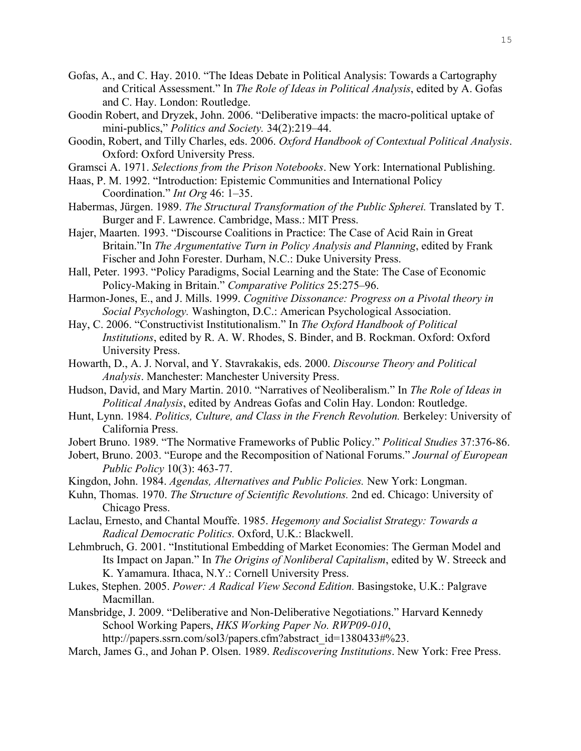Gofas, A., and C. Hay. 2010. "The Ideas Debate in Political Analysis: Towards a Cartography and Critical Assessment." In *The Role of Ideas in Political Analysis*, edited by A. Gofas and C. Hay. London: Routledge.

Goodin Robert, and Dryzek, John. 2006. "Deliberative impacts: the macro-political uptake of mini-publics," *Politics and Society.* 34(2):219–44.

Goodin, Robert, and Tilly Charles, eds. 2006. *Oxford Handbook of Contextual Political Analysis*. Oxford: Oxford University Press.

Gramsci A. 1971. *Selections from the Prison Notebooks*. New York: International Publishing.

Haas, P. M. 1992. "Introduction: Epistemic Communities and International Policy Coordination." *Int Org* 46: 1–35.

Habermas, Jürgen. 1989. *The Structural Transformation of the Public Spherei.* Translated by T. Burger and F. Lawrence. Cambridge, Mass.: MIT Press.

Hajer, Maarten. 1993. "Discourse Coalitions in Practice: The Case of Acid Rain in Great Britain."In *The Argumentative Turn in Policy Analysis and Planning*, edited by Frank Fischer and John Forester. Durham, N.C.: Duke University Press.

Hall, Peter. 1993. "Policy Paradigms, Social Learning and the State: The Case of Economic Policy-Making in Britain." *Comparative Politics* 25:275–96.

Harmon-Jones, E., and J. Mills. 1999. *Cognitive Dissonance: Progress on a Pivotal theory in Social Psychology.* Washington, D.C.: American Psychological Association.

Hay, C. 2006. "Constructivist Institutionalism." In *The Oxford Handbook of Political Institutions*, edited by R. A. W. Rhodes, S. Binder, and B. Rockman. Oxford: Oxford University Press.

Howarth, D., A. J. Norval, and Y. Stavrakakis, eds. 2000. *Discourse Theory and Political Analysis*. Manchester: Manchester University Press.

Hudson, David, and Mary Martin. 2010. "Narratives of Neoliberalism." In *The Role of Ideas in Political Analysis*, edited by Andreas Gofas and Colin Hay. London: Routledge.

Hunt, Lynn. 1984. *Politics, Culture, and Class in the French Revolution.* Berkeley: University of California Press.

Jobert Bruno. 1989. "The Normative Frameworks of Public Policy." *Political Studies* 37:376-86.

Jobert, Bruno. 2003. "Europe and the Recomposition of National Forums." *Journal of European Public Policy* 10(3): 463-77.

Kingdon, John. 1984. *Agendas, Alternatives and Public Policies.* New York: Longman.

Kuhn, Thomas. 1970. *The Structure of Scientific Revolutions.* 2nd ed. Chicago: University of Chicago Press.

Laclau, Ernesto, and Chantal Mouffe. 1985. *Hegemony and Socialist Strategy: Towards a Radical Democratic Politics.* Oxford, U.K.: Blackwell.

Lehmbruch, G. 2001. "Institutional Embedding of Market Economies: The German Model and Its Impact on Japan." In *The Origins of Nonliberal Capitalism*, edited by W. Streeck and K. Yamamura. Ithaca, N.Y.: Cornell University Press.

Lukes, Stephen. 2005. *Power: A Radical View Second Edition.* Basingstoke, U.K.: Palgrave Macmillan.

Mansbridge, J. 2009. "Deliberative and Non-Deliberative Negotiations." Harvard Kennedy School Working Papers, *HKS Working Paper No. RWP09-010*, http://papers.ssrn.com/sol3/papers.cfm?abstract_id=1380433#%23.

March, James G., and Johan P. Olsen. 1989. *Rediscovering Institutions*. New York: Free Press.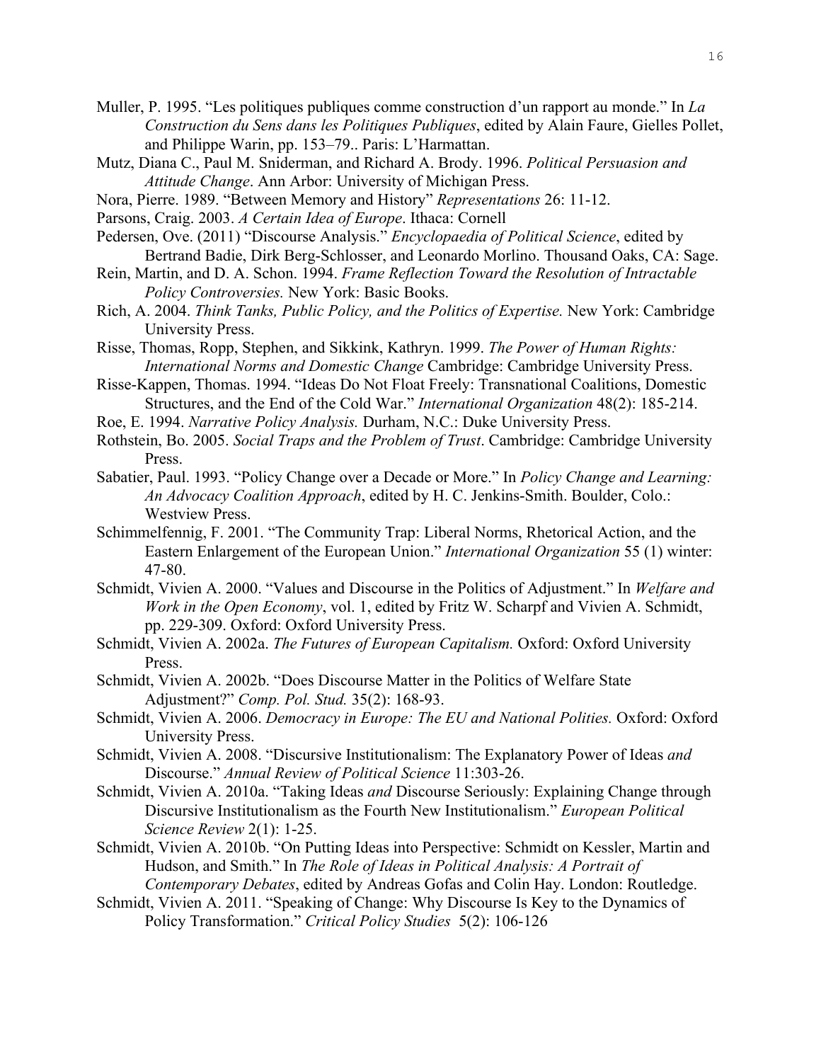Muller, P. 1995. "Les politiques publiques comme construction d'un rapport au monde." In *La Construction du Sens dans les Politiques Publiques*, edited by Alain Faure, Gielles Pollet, and Philippe Warin, pp. 153–79.. Paris: L'Harmattan.

Mutz, Diana C., Paul M. Sniderman, and Richard A. Brody. 1996. *Political Persuasion and Attitude Change*. Ann Arbor: University of Michigan Press.

Nora, Pierre. 1989. "Between Memory and History" *Representations* 26: 11-12.

Parsons, Craig. 2003. *A Certain Idea of Europe*. Ithaca: Cornell

Pedersen, Ove. (2011) "Discourse Analysis." *Encyclopaedia of Political Science*, edited by Bertrand Badie, Dirk Berg-Schlosser, and Leonardo Morlino. Thousand Oaks, CA: Sage.

Rein, Martin, and D. A. Schon. 1994. *Frame Reflection Toward the Resolution of Intractable Policy Controversies.* New York: Basic Books.

Rich, A. 2004. *Think Tanks, Public Policy, and the Politics of Expertise.* New York: Cambridge University Press.

Risse, Thomas, Ropp, Stephen, and Sikkink, Kathryn. 1999. *The Power of Human Rights: International Norms and Domestic Change* Cambridge: Cambridge University Press.

Risse-Kappen, Thomas. 1994. "Ideas Do Not Float Freely: Transnational Coalitions, Domestic Structures, and the End of the Cold War." *International Organization* 48(2): 185-214.

Roe, E. 1994. *Narrative Policy Analysis.* Durham, N.C.: Duke University Press.

Rothstein, Bo. 2005. *Social Traps and the Problem of Trust*. Cambridge: Cambridge University Press.

Sabatier, Paul. 1993. "Policy Change over a Decade or More." In *Policy Change and Learning: An Advocacy Coalition Approach*, edited by H. C. Jenkins-Smith. Boulder, Colo.: Westview Press.

Schimmelfennig, F. 2001. "The Community Trap: Liberal Norms, Rhetorical Action, and the Eastern Enlargement of the European Union." *International Organization* 55 (1) winter: 47-80.

Schmidt, Vivien A. 2000. "Values and Discourse in the Politics of Adjustment." In *Welfare and Work in the Open Economy*, vol. 1, edited by Fritz W. Scharpf and Vivien A. Schmidt, pp. 229-309. Oxford: Oxford University Press.

Schmidt, Vivien A. 2002a. *The Futures of European Capitalism.* Oxford: Oxford University Press.

Schmidt, Vivien A. 2002b. "Does Discourse Matter in the Politics of Welfare State Adjustment?" *Comp. Pol. Stud.* 35(2): 168-93.

Schmidt, Vivien A. 2006. *Democracy in Europe: The EU and National Polities.* Oxford: Oxford University Press.

Schmidt, Vivien A. 2008. "Discursive Institutionalism: The Explanatory Power of Ideas *and* Discourse." *Annual Review of Political Science* 11:303-26.

Schmidt, Vivien A. 2010a. "Taking Ideas *and* Discourse Seriously: Explaining Change through Discursive Institutionalism as the Fourth New Institutionalism." *European Political Science Review* 2(1): 1-25.

Schmidt, Vivien A. 2010b. "On Putting Ideas into Perspective: Schmidt on Kessler, Martin and Hudson, and Smith." In *The Role of Ideas in Political Analysis: A Portrait of Contemporary Debates*, edited by Andreas Gofas and Colin Hay. London: Routledge.

Schmidt, Vivien A. 2011. "Speaking of Change: Why Discourse Is Key to the Dynamics of Policy Transformation." *Critical Policy Studies* 5(2): 106-126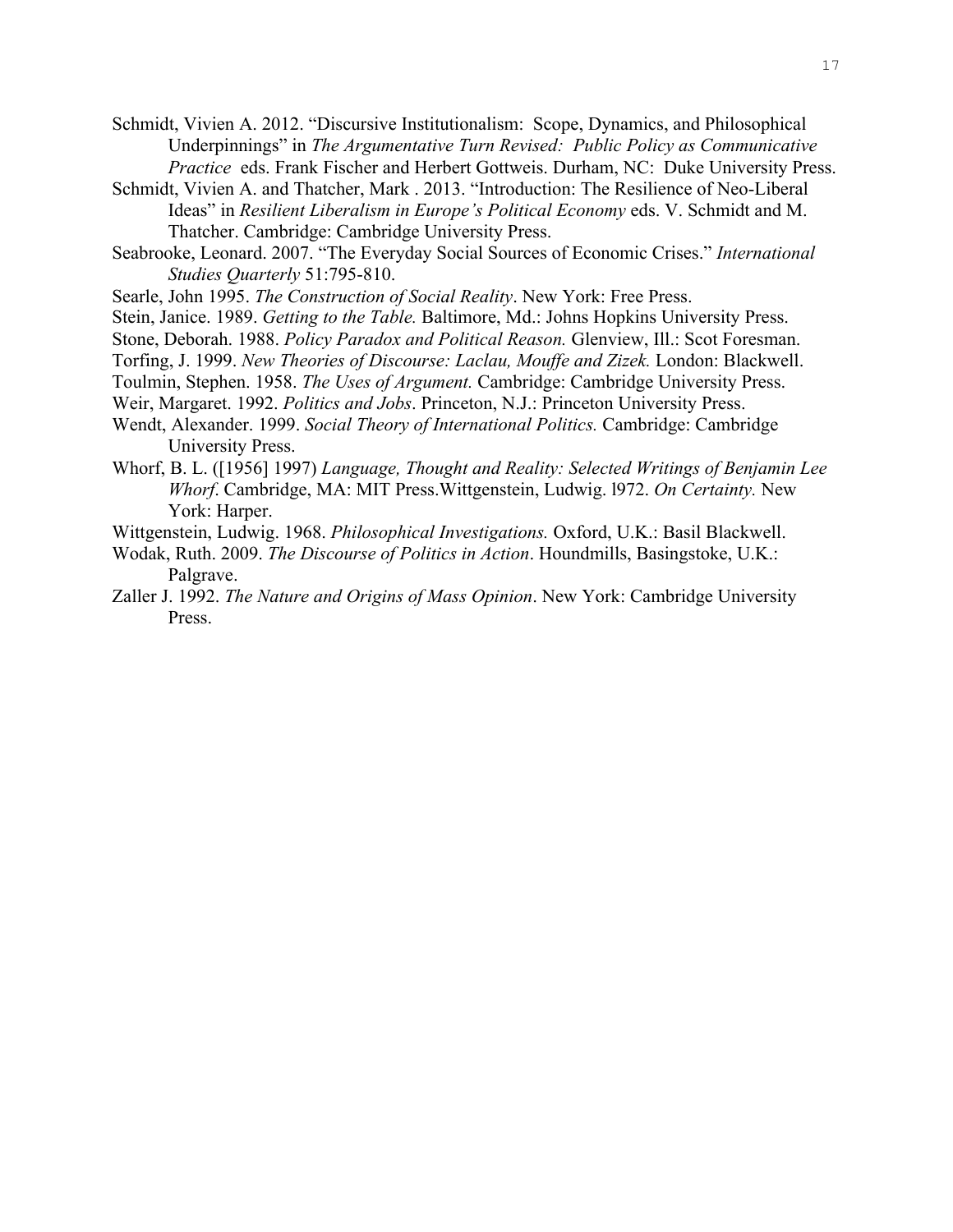Schmidt, Vivien A. 2012. "Discursive Institutionalism: Scope, Dynamics, and Philosophical Underpinnings" in *The Argumentative Turn Revised: Public Policy as Communicative Practice* eds. Frank Fischer and Herbert Gottweis. Durham, NC: Duke University Press.

Schmidt, Vivien A. and Thatcher, Mark . 2013. "Introduction: The Resilience of Neo-Liberal Ideas" in *Resilient Liberalism in Europe's Political Economy* eds. V. Schmidt and M. Thatcher. Cambridge: Cambridge University Press.

Seabrooke, Leonard. 2007. "The Everyday Social Sources of Economic Crises." *International Studies Quarterly* 51:795-810.

Searle, John 1995. *The Construction of Social Reality*. New York: Free Press.

Stein, Janice. 1989. *Getting to the Table.* Baltimore, Md.: Johns Hopkins University Press.

Stone, Deborah. 1988. *Policy Paradox and Political Reason.* Glenview, Ill.: Scot Foresman.

Torfing, J. 1999. *New Theories of Discourse: Laclau, Mouffe and Zizek.* London: Blackwell.

Toulmin, Stephen. 1958. *The Uses of Argument.* Cambridge: Cambridge University Press.

Weir, Margaret. 1992. *Politics and Jobs*. Princeton, N.J.: Princeton University Press.

Wendt, Alexander. 1999. *Social Theory of International Politics.* Cambridge: Cambridge University Press.

Whorf, B. L. ([1956] 1997) *Language, Thought and Reality: Selected Writings of Benjamin Lee Whorf*. Cambridge, MA: MIT Press.Wittgenstein, Ludwig. l972. *On Certainty.* New York: Harper.

Wittgenstein, Ludwig. 1968. *Philosophical Investigations.* Oxford, U.K.: Basil Blackwell.

Wodak, Ruth. 2009. *The Discourse of Politics in Action*. Houndmills, Basingstoke, U.K.: Palgrave.

Zaller J. 1992. *The Nature and Origins of Mass Opinion*. New York: Cambridge University Press.